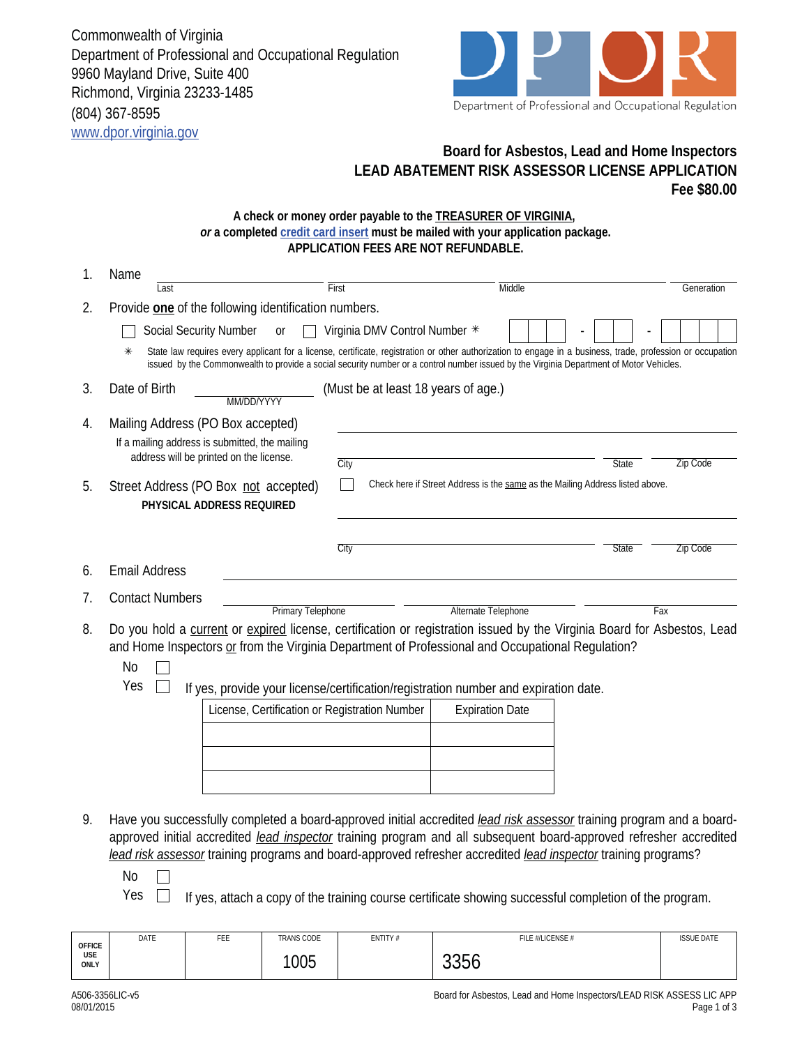Commonwealth of Virginia
Department of Professional and Occupational Regulation
9960 Mayland Drive, Suite 400
Richmond, Virginia 23233-1485
(804) 367-8595
www.dpor.virginia.gov

DPOR
Department of Professional and Occupational Regulation

## Board for Asbestos, Lead and Home Inspectors
## LEAD ABATEMENT RISK ASSESSOR LICENSE APPLICATION
### Fee $80.00

**A check or money order payable to the TREASURER OF VIRGINIA,**
***or* a completed credit card insert must be mailed with your application package.**
**APPLICATION FEES ARE NOT REFUNDABLE.**

1. Name

   Last ____________ First ____________ Middle ____________ Generation ____________

2. Provide **one** of the following identification numbers.

   ☐ Social Security Number or ☐ Virginia DMV Control Number ✳ ☐☐☐ - ☐☐ - ☐☐☐☐

   ✳ State law requires every applicant for a license, certificate, registration or other authorization to engage in a business, trade, profession or occupation issued by the Commonwealth to provide a social security number or a control number issued by the Virginia Department of Motor Vehicles.

3. Date of Birth ____________ (MM/DD/YYYY) (Must be at least 18 years of age.)

4. Mailing Address (PO Box accepted)

   If a mailing address is submitted, the mailing address will be printed on the license.

   ________________________________

   City ____________ State ____________ Zip Code ____________

5. Street Address (PO Box not accepted)

   **PHYSICAL ADDRESS REQUIRED**

   ☐ Check here if Street Address is the same as the Mailing Address listed above.

   ________________________________

   City ____________ State ____________ Zip Code ____________

6. Email Address ________________________________

7. Contact Numbers

   Primary Telephone ____________ Alternate Telephone ____________ Fax ____________

8. Do you hold a current or expired license, certification or registration issued by the Virginia Board for Asbestos, Lead and Home Inspectors or from the Virginia Department of Professional and Occupational Regulation?

   No ☐

   Yes ☐ If yes, provide your license/certification/registration number and expiration date.

| License, Certification or Registration Number | Expiration Date |
|---|---|
| | |
| | |
| | |

9. Have you successfully completed a board-approved initial accredited *lead risk assessor* training program and a board-approved initial accredited *lead inspector* training program and all subsequent board-approved refresher accredited *lead risk assessor* training programs and board-approved refresher accredited *lead inspector* training programs?

   No ☐

   Yes ☐ If yes, attach a copy of the training course certificate showing successful completion of the program.

| OFFICE USE ONLY | DATE | FEE | TRANS CODE | ENTITY # | FILE #/LICENSE # | ISSUE DATE |
|---|---|---|---|---|---|---|
| | | | 1005 | | 3356 | |

A506-3356LIC-v5
08/01/2015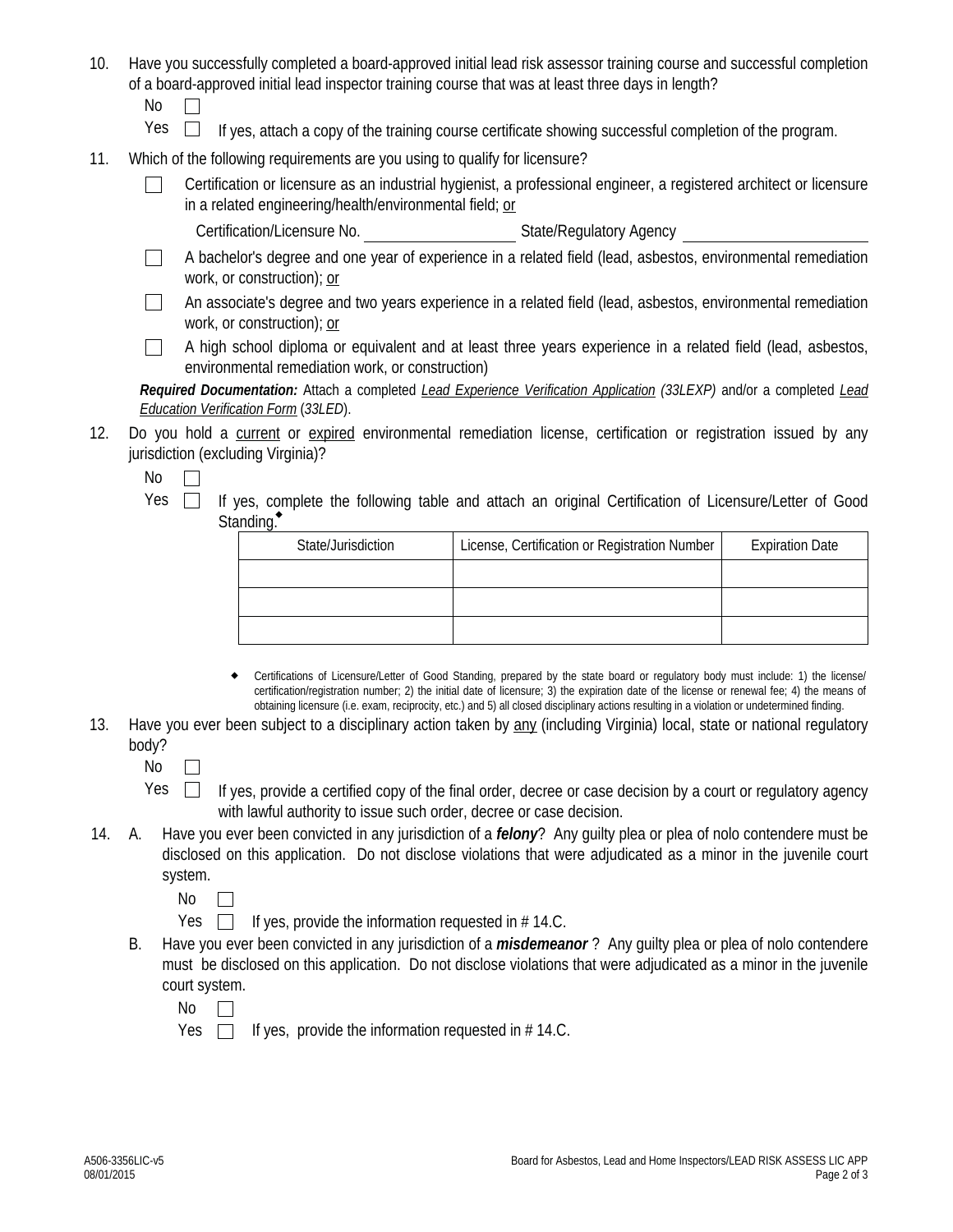10. Have you successfully completed a board-approved initial lead risk assessor training course and successful completion of a board-approved initial lead inspector training course that was at least three days in length?

    No ☐

    Yes ☐ If yes, attach a copy of the training course certificate showing successful completion of the program.

11. Which of the following requirements are you using to qualify for licensure?

    ☐ Certification or licensure as an industrial hygienist, a professional engineer, a registered architect or licensure in a related engineering/health/environmental field; <u>or</u>

    Certification/Licensure No. ____________________ State/Regulatory Agency ____________________

    ☐ A bachelor's degree and one year of experience in a related field (lead, asbestos, environmental remediation work, or construction); <u>or</u>

    ☐ An associate's degree and two years experience in a related field (lead, asbestos, environmental remediation work, or construction); <u>or</u>

    ☐ A high school diploma or equivalent and at least three years experience in a related field (lead, asbestos, environmental remediation work, or construction)

    ***Required Documentation:*** Attach a completed *<u>Lead Experience Verification Application</u> (33LEXP)* and/or a completed *<u>Lead Education Verification Form</u>* (*33LED*).

12. Do you hold a <u>current</u> or <u>expired</u> environmental remediation license, certification or registration issued by any jurisdiction (excluding Virginia)?

    No ☐

    Yes ☐ If yes, complete the following table and attach an original Certification of Licensure/Letter of Good Standing.◆

    | State/Jurisdiction | License, Certification or Registration Number | Expiration Date |
    |---|---|---|
    | | | |
    | | | |
    | | | |

    ◆ Certifications of Licensure/Letter of Good Standing, prepared by the state board or regulatory body must include: 1) the license/certification/registration number; 2) the initial date of licensure; 3) the expiration date of the license or renewal fee; 4) the means of obtaining licensure (i.e. exam, reciprocity, etc.) and 5) all closed disciplinary actions resulting in a violation or undetermined finding.

13. Have you ever been subject to a disciplinary action taken by <u>any</u> (including Virginia) local, state or national regulatory body?

    No ☐

    Yes ☐ If yes, provide a certified copy of the final order, decree or case decision by a court or regulatory agency with lawful authority to issue such order, decree or case decision.

14. A. Have you ever been convicted in any jurisdiction of a ***felony***? Any guilty plea or plea of nolo contendere must be disclosed on this application. Do not disclose violations that were adjudicated as a minor in the juvenile court system.

    No ☐

    Yes ☐ If yes, provide the information requested in # 14.C.

    B. Have you ever been convicted in any jurisdiction of a ***misdemeanor*** ? Any guilty plea or plea of nolo contendere must be disclosed on this application. Do not disclose violations that were adjudicated as a minor in the juvenile court system.

    No ☐

    Yes ☐ If yes, provide the information requested in # 14.C.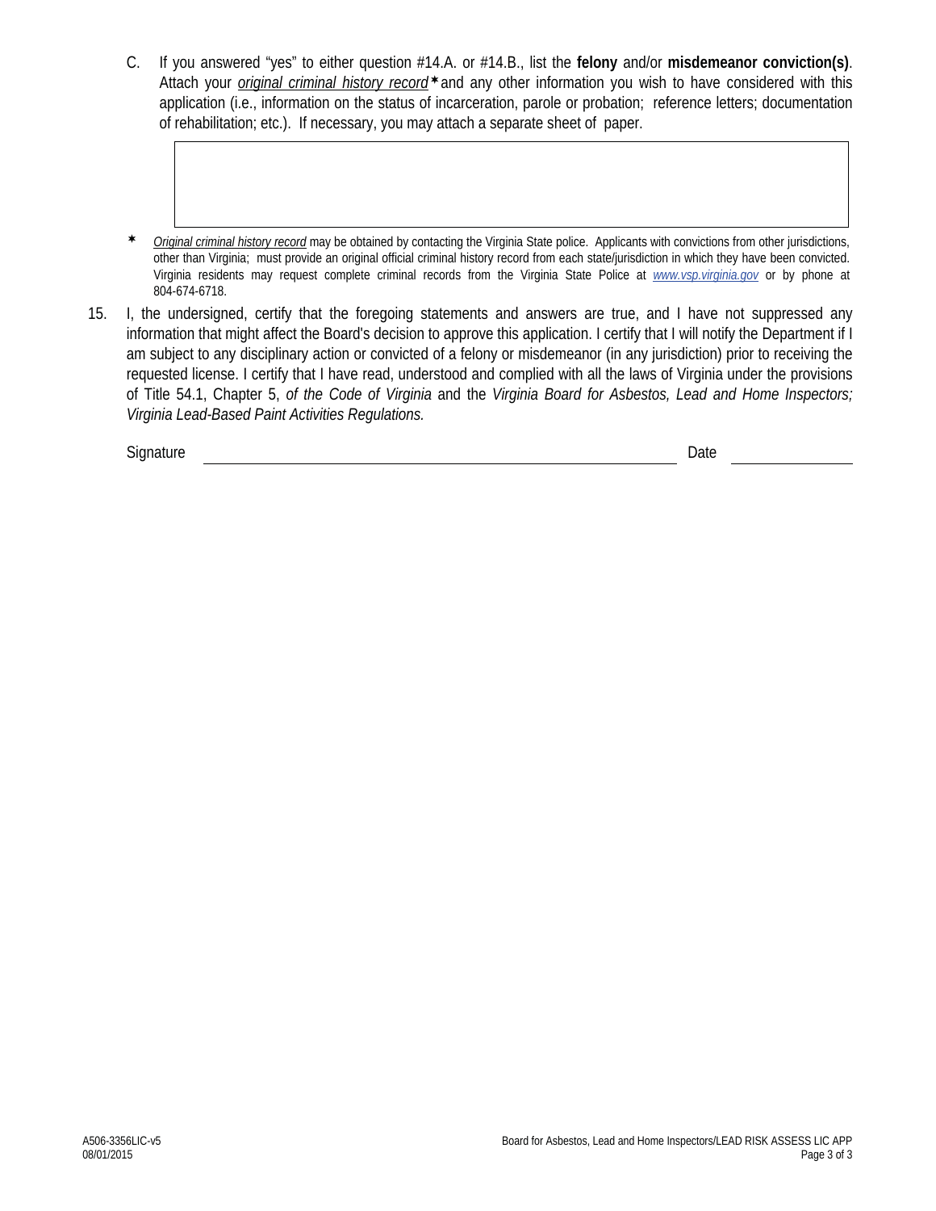C. If you answered "yes" to either question #14.A. or #14.B., list the **felony** and/or **misdemeanor conviction(s)**. Attach your *original criminal history record*\* and any other information you wish to have considered with this application (i.e., information on the status of incarceration, parole or probation; reference letters; documentation of rehabilitation; etc.). If necessary, you may attach a separate sheet of paper.

| |
|---|
| |

\* *Original criminal history record* may be obtained by contacting the Virginia State police. Applicants with convictions from other jurisdictions, other than Virginia; must provide an original official criminal history record from each state/jurisdiction in which they have been convicted. Virginia residents may request complete criminal records from the Virginia State Police at *www.vsp.virginia.gov* or by phone at 804-674-6718.

15. I, the undersigned, certify that the foregoing statements and answers are true, and I have not suppressed any information that might affect the Board's decision to approve this application. I certify that I will notify the Department if I am subject to any disciplinary action or convicted of a felony or misdemeanor (in any jurisdiction) prior to receiving the requested license. I certify that I have read, understood and complied with all the laws of Virginia under the provisions of Title 54.1, Chapter 5, *of the Code of Virginia* and the *Virginia Board for Asbestos, Lead and Home Inspectors; Virginia Lead-Based Paint Activities Regulations.*

Signature ______________________________ Date ______________

A506-3356LIC-v5
08/01/2015

Board for Asbestos, Lead and Home Inspectors/LEAD RISK ASSESS LIC APP